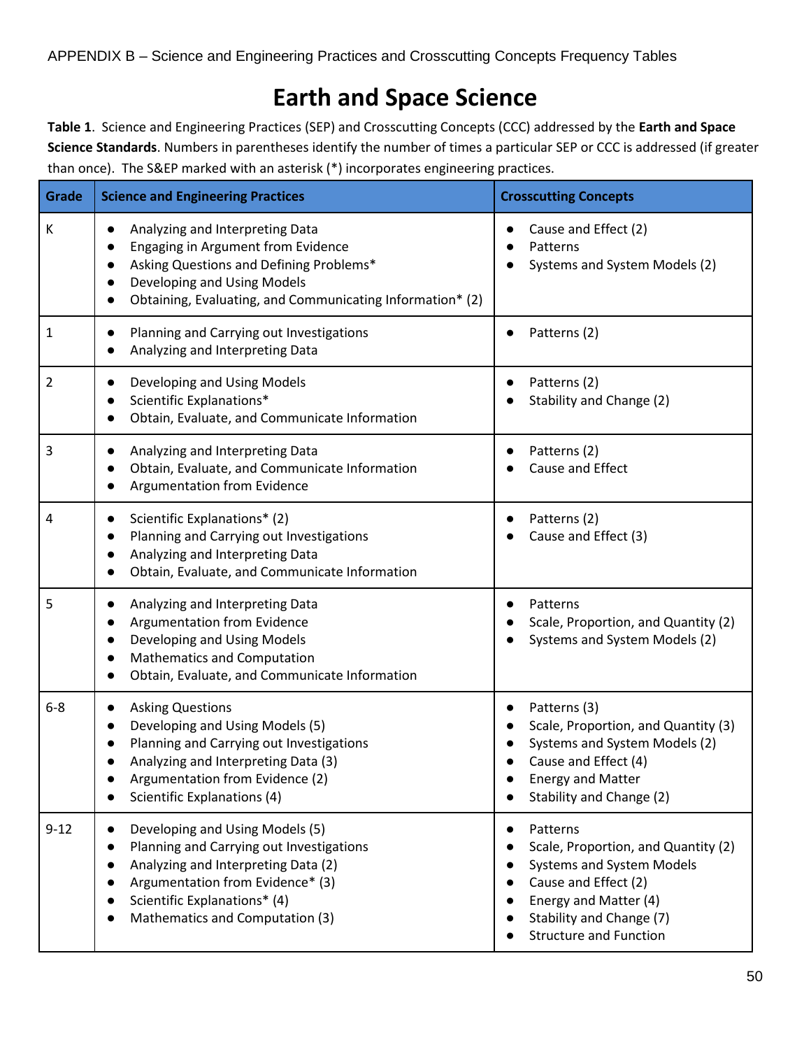APPENDIX B – Science and Engineering Practices and Crosscutting Concepts Frequency Tables

# Earth and Space Science

**Table 1**. Science and Engineering Practices (SEP) and Crosscutting Concepts (CCC) addressed by the **Earth and Space Science Standards**. Numbers in parentheses identify the number of times a particular SEP or CCC is addressed (if greater than once). The S&EP marked with an asterisk (*) incorporates engineering practices.

| Grade | Science and Engineering Practices | Crosscutting Concepts |
|---|---|---|
| K | • Analyzing and Interpreting Data<br>• Engaging in Argument from Evidence<br>• Asking Questions and Defining Problems*<br>• Developing and Using Models<br>• Obtaining, Evaluating, and Communicating Information* (2) | • Cause and Effect (2)<br>• Patterns<br>• Systems and System Models (2) |
| 1 | • Planning and Carrying out Investigations<br>• Analyzing and Interpreting Data | • Patterns (2) |
| 2 | • Developing and Using Models<br>• Scientific Explanations*<br>• Obtain, Evaluate, and Communicate Information | • Patterns (2)<br>• Stability and Change (2) |
| 3 | • Analyzing and Interpreting Data<br>• Obtain, Evaluate, and Communicate Information<br>• Argumentation from Evidence | • Patterns (2)<br>• Cause and Effect |
| 4 | • Scientific Explanations* (2)<br>• Planning and Carrying out Investigations<br>• Analyzing and Interpreting Data<br>• Obtain, Evaluate, and Communicate Information | • Patterns (2)<br>• Cause and Effect (3) |
| 5 | • Analyzing and Interpreting Data<br>• Argumentation from Evidence<br>• Developing and Using Models<br>• Mathematics and Computation<br>• Obtain, Evaluate, and Communicate Information | • Patterns<br>• Scale, Proportion, and Quantity (2)<br>• Systems and System Models (2) |
| 6-8 | • Asking Questions<br>• Developing and Using Models (5)<br>• Planning and Carrying out Investigations<br>• Analyzing and Interpreting Data (3)<br>• Argumentation from Evidence (2)<br>• Scientific Explanations (4) | • Patterns (3)<br>• Scale, Proportion, and Quantity (3)<br>• Systems and System Models (2)<br>• Cause and Effect (4)<br>• Energy and Matter<br>• Stability and Change (2) |
| 9-12 | • Developing and Using Models (5)<br>• Planning and Carrying out Investigations<br>• Analyzing and Interpreting Data (2)<br>• Argumentation from Evidence* (3)<br>• Scientific Explanations* (4)<br>• Mathematics and Computation (3) | • Patterns<br>• Scale, Proportion, and Quantity (2)<br>• Systems and System Models<br>• Cause and Effect (2)<br>• Energy and Matter (4)<br>• Stability and Change (7)<br>• Structure and Function |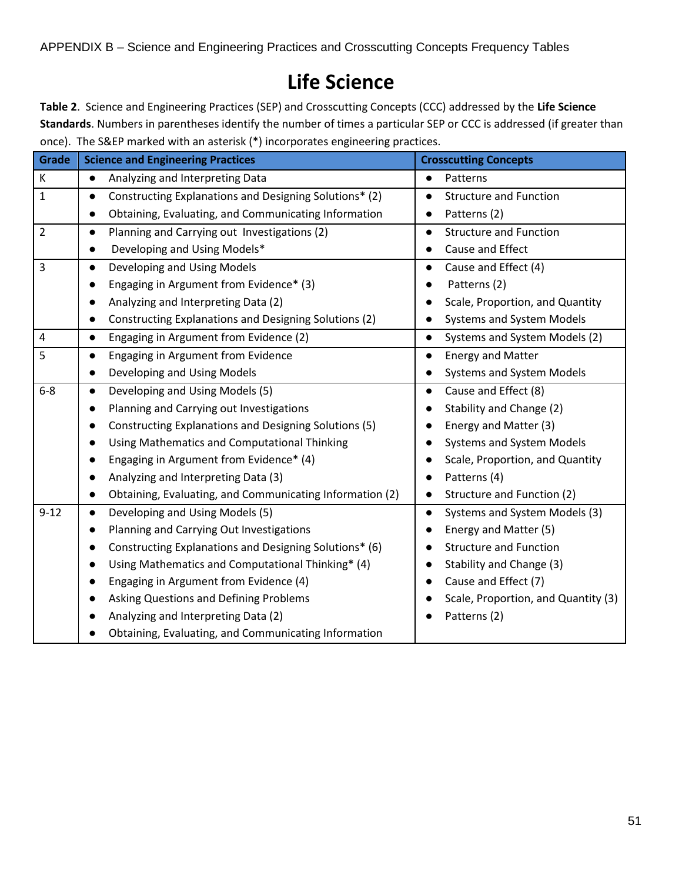# Life Science

**Table 2**. Science and Engineering Practices (SEP) and Crosscutting Concepts (CCC) addressed by the **Life Science Standards**. Numbers in parentheses identify the number of times a particular SEP or CCC is addressed (if greater than once). The S&EP marked with an asterisk (*) incorporates engineering practices.

| Grade | Science and Engineering Practices | Crosscutting Concepts |
|---|---|---|
| K | • Analyzing and Interpreting Data | • Patterns |
| 1 | • Constructing Explanations and Designing Solutions* (2)<br>• Obtaining, Evaluating, and Communicating Information | • Structure and Function<br>• Patterns (2) |
| 2 | • Planning and Carrying out Investigations (2)<br>• Developing and Using Models* | • Structure and Function<br>• Cause and Effect |
| 3 | • Developing and Using Models<br>• Engaging in Argument from Evidence* (3)<br>• Analyzing and Interpreting Data (2)<br>• Constructing Explanations and Designing Solutions (2) | • Cause and Effect (4)<br>• Patterns (2)<br>• Scale, Proportion, and Quantity<br>• Systems and System Models |
| 4 | • Engaging in Argument from Evidence (2) | • Systems and System Models (2) |
| 5 | • Engaging in Argument from Evidence<br>• Developing and Using Models | • Energy and Matter<br>• Systems and System Models |
| 6-8 | • Developing and Using Models (5)<br>• Planning and Carrying out Investigations<br>• Constructing Explanations and Designing Solutions (5)<br>• Using Mathematics and Computational Thinking<br>• Engaging in Argument from Evidence* (4)<br>• Analyzing and Interpreting Data (3)<br>• Obtaining, Evaluating, and Communicating Information (2) | • Cause and Effect (8)<br>• Stability and Change (2)<br>• Energy and Matter (3)<br>• Systems and System Models<br>• Scale, Proportion, and Quantity<br>• Patterns (4)<br>• Structure and Function (2) |
| 9-12 | • Developing and Using Models (5)<br>• Planning and Carrying Out Investigations<br>• Constructing Explanations and Designing Solutions* (6)<br>• Using Mathematics and Computational Thinking* (4)<br>• Engaging in Argument from Evidence (4)<br>• Asking Questions and Defining Problems<br>• Analyzing and Interpreting Data (2)<br>• Obtaining, Evaluating, and Communicating Information | • Systems and System Models (3)<br>• Energy and Matter (5)<br>• Structure and Function<br>• Stability and Change (3)<br>• Cause and Effect (7)<br>• Scale, Proportion, and Quantity (3)<br>• Patterns (2) |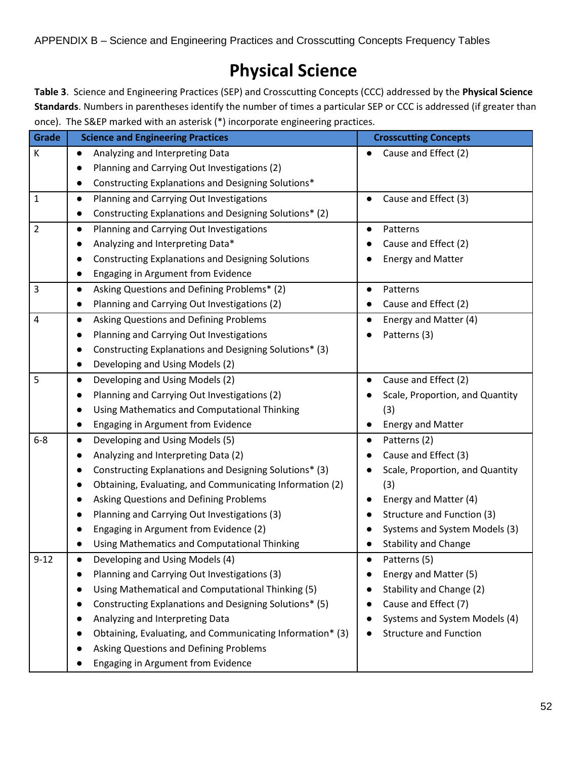APPENDIX B – Science and Engineering Practices and Crosscutting Concepts Frequency Tables

# Physical Science

**Table 3**. Science and Engineering Practices (SEP) and Crosscutting Concepts (CCC) addressed by the **Physical Science Standards**. Numbers in parentheses identify the number of times a particular SEP or CCC is addressed (if greater than once). The S&EP marked with an asterisk (*) incorporate engineering practices.

| Grade | Science and Engineering Practices | Crosscutting Concepts |
|---|---|---|
| K | • Analyzing and Interpreting Data<br>• Planning and Carrying Out Investigations (2)<br>• Constructing Explanations and Designing Solutions* | • Cause and Effect (2) |
| 1 | • Planning and Carrying Out Investigations<br>• Constructing Explanations and Designing Solutions* (2) | • Cause and Effect (3) |
| 2 | • Planning and Carrying Out Investigations<br>• Analyzing and Interpreting Data*<br>• Constructing Explanations and Designing Solutions<br>• Engaging in Argument from Evidence | • Patterns<br>• Cause and Effect (2)<br>• Energy and Matter |
| 3 | • Asking Questions and Defining Problems* (2)<br>• Planning and Carrying Out Investigations (2) | • Patterns<br>• Cause and Effect (2) |
| 4 | • Asking Questions and Defining Problems<br>• Planning and Carrying Out Investigations<br>• Constructing Explanations and Designing Solutions* (3)<br>• Developing and Using Models (2) | • Energy and Matter (4)<br>• Patterns (3) |
| 5 | • Developing and Using Models (2)<br>• Planning and Carrying Out Investigations (2)<br>• Using Mathematics and Computational Thinking<br>• Engaging in Argument from Evidence | • Cause and Effect (2)<br>• Scale, Proportion, and Quantity (3)<br>• Energy and Matter |
| 6-8 | • Developing and Using Models (5)<br>• Analyzing and Interpreting Data (2)<br>• Constructing Explanations and Designing Solutions* (3)<br>• Obtaining, Evaluating, and Communicating Information (2)<br>• Asking Questions and Defining Problems<br>• Planning and Carrying Out Investigations (3)<br>• Engaging in Argument from Evidence (2)<br>• Using Mathematics and Computational Thinking | • Patterns (2)<br>• Cause and Effect (3)<br>• Scale, Proportion, and Quantity (3)<br>• Energy and Matter (4)<br>• Structure and Function (3)<br>• Systems and System Models (3)<br>• Stability and Change |
| 9-12 | • Developing and Using Models (4)<br>• Planning and Carrying Out Investigations (3)<br>• Using Mathematical and Computational Thinking (5)<br>• Constructing Explanations and Designing Solutions* (5)<br>• Analyzing and Interpreting Data<br>• Obtaining, Evaluating, and Communicating Information* (3)<br>• Asking Questions and Defining Problems<br>• Engaging in Argument from Evidence | • Patterns (5)<br>• Energy and Matter (5)<br>• Stability and Change (2)<br>• Cause and Effect (7)<br>• Systems and System Models (4)<br>• Structure and Function |